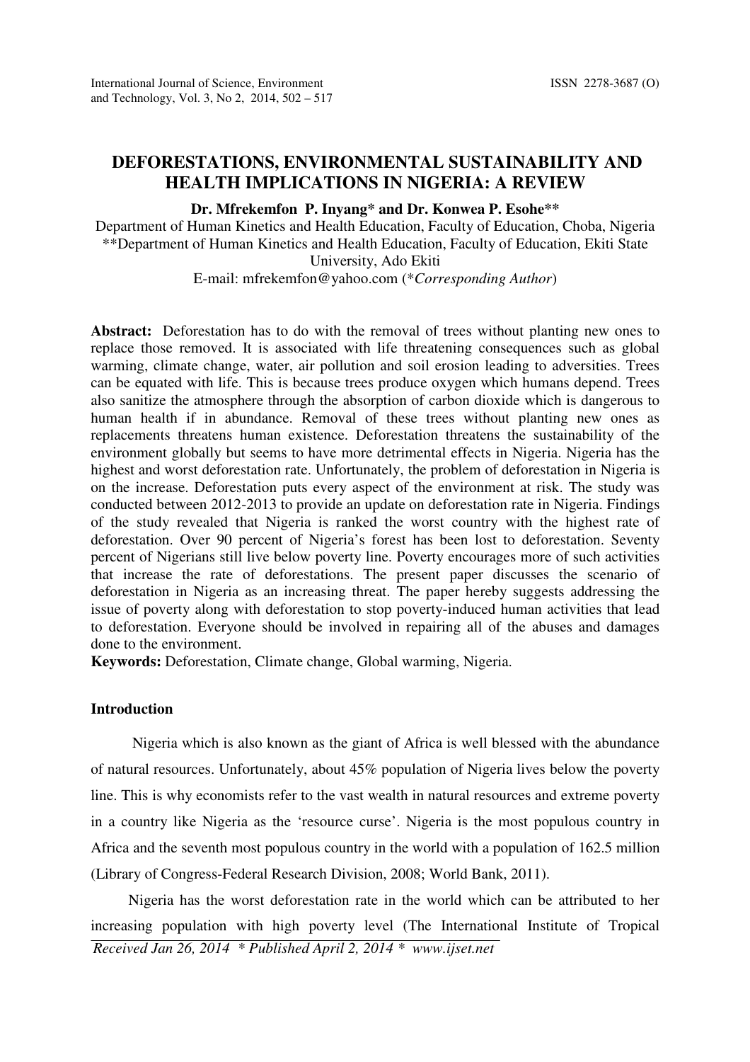# DEFORESTATIONS, ENVIRONMENTAL SUSTAINABILITY AND HEALTH IMPLICATIONS IN NIGERIA: A REVIEW

**Dr. Mfrekemfon P. Inyang* and Dr. Konwea P. Esohe****

Department of Human Kinetics and Health Education, Faculty of Education, Choba, Nigeria
**Department of Human Kinetics and Health Education, Faculty of Education, Ekiti State University, Ado Ekiti
E-mail: mfrekemfon@yahoo.com (**Corresponding Author*)

**Abstract:** Deforestation has to do with the removal of trees without planting new ones to replace those removed. It is associated with life threatening consequences such as global warming, climate change, water, air pollution and soil erosion leading to adversities. Trees can be equated with life. This is because trees produce oxygen which humans depend. Trees also sanitize the atmosphere through the absorption of carbon dioxide which is dangerous to human health if in abundance. Removal of these trees without planting new ones as replacements threatens human existence. Deforestation threatens the sustainability of the environment globally but seems to have more detrimental effects in Nigeria. Nigeria has the highest and worst deforestation rate. Unfortunately, the problem of deforestation in Nigeria is on the increase. Deforestation puts every aspect of the environment at risk. The study was conducted between 2012-2013 to provide an update on deforestation rate in Nigeria. Findings of the study revealed that Nigeria is ranked the worst country with the highest rate of deforestation. Over 90 percent of Nigeria's forest has been lost to deforestation. Seventy percent of Nigerians still live below poverty line. Poverty encourages more of such activities that increase the rate of deforestations. The present paper discusses the scenario of deforestation in Nigeria as an increasing threat. The paper hereby suggests addressing the issue of poverty along with deforestation to stop poverty-induced human activities that lead to deforestation. Everyone should be involved in repairing all of the abuses and damages done to the environment.

**Keywords:** Deforestation, Climate change, Global warming, Nigeria.

## Introduction

Nigeria which is also known as the giant of Africa is well blessed with the abundance of natural resources. Unfortunately, about 45% population of Nigeria lives below the poverty line. This is why economists refer to the vast wealth in natural resources and extreme poverty in a country like Nigeria as the 'resource curse'. Nigeria is the most populous country in Africa and the seventh most populous country in the world with a population of 162.5 million (Library of Congress-Federal Research Division, 2008; World Bank, 2011).

Nigeria has the worst deforestation rate in the world which can be attributed to her increasing population with high poverty level (The International Institute of Tropical

*Received Jan 26, 2014 * Published April 2, 2014 * www.ijset.net*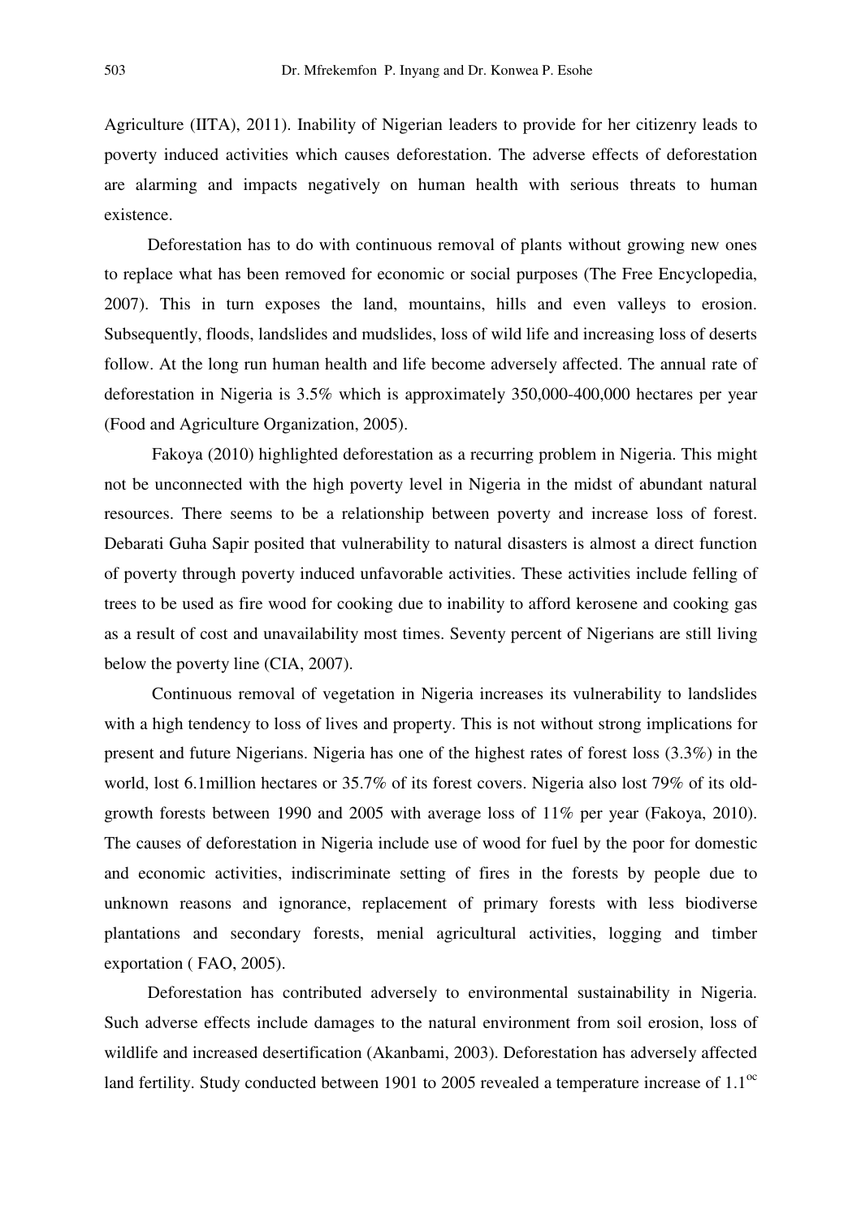Agriculture (IITA), 2011). Inability of Nigerian leaders to provide for her citizenry leads to poverty induced activities which causes deforestation. The adverse effects of deforestation are alarming and impacts negatively on human health with serious threats to human existence.

Deforestation has to do with continuous removal of plants without growing new ones to replace what has been removed for economic or social purposes (The Free Encyclopedia, 2007). This in turn exposes the land, mountains, hills and even valleys to erosion. Subsequently, floods, landslides and mudslides, loss of wild life and increasing loss of deserts follow. At the long run human health and life become adversely affected. The annual rate of deforestation in Nigeria is 3.5% which is approximately 350,000-400,000 hectares per year (Food and Agriculture Organization, 2005).

Fakoya (2010) highlighted deforestation as a recurring problem in Nigeria. This might not be unconnected with the high poverty level in Nigeria in the midst of abundant natural resources. There seems to be a relationship between poverty and increase loss of forest. Debarati Guha Sapir posited that vulnerability to natural disasters is almost a direct function of poverty through poverty induced unfavorable activities. These activities include felling of trees to be used as fire wood for cooking due to inability to afford kerosene and cooking gas as a result of cost and unavailability most times. Seventy percent of Nigerians are still living below the poverty line (CIA, 2007).

Continuous removal of vegetation in Nigeria increases its vulnerability to landslides with a high tendency to loss of lives and property. This is not without strong implications for present and future Nigerians. Nigeria has one of the highest rates of forest loss (3.3%) in the world, lost 6.1million hectares or 35.7% of its forest covers. Nigeria also lost 79% of its old-growth forests between 1990 and 2005 with average loss of 11% per year (Fakoya, 2010). The causes of deforestation in Nigeria include use of wood for fuel by the poor for domestic and economic activities, indiscriminate setting of fires in the forests by people due to unknown reasons and ignorance, replacement of primary forests with less biodiverse plantations and secondary forests, menial agricultural activities, logging and timber exportation ( FAO, 2005).

Deforestation has contributed adversely to environmental sustainability in Nigeria. Such adverse effects include damages to the natural environment from soil erosion, loss of wildlife and increased desertification (Akanbami, 2003). Deforestation has adversely affected land fertility. Study conducted between 1901 to 2005 revealed a temperature increase of $1.1^{oc}$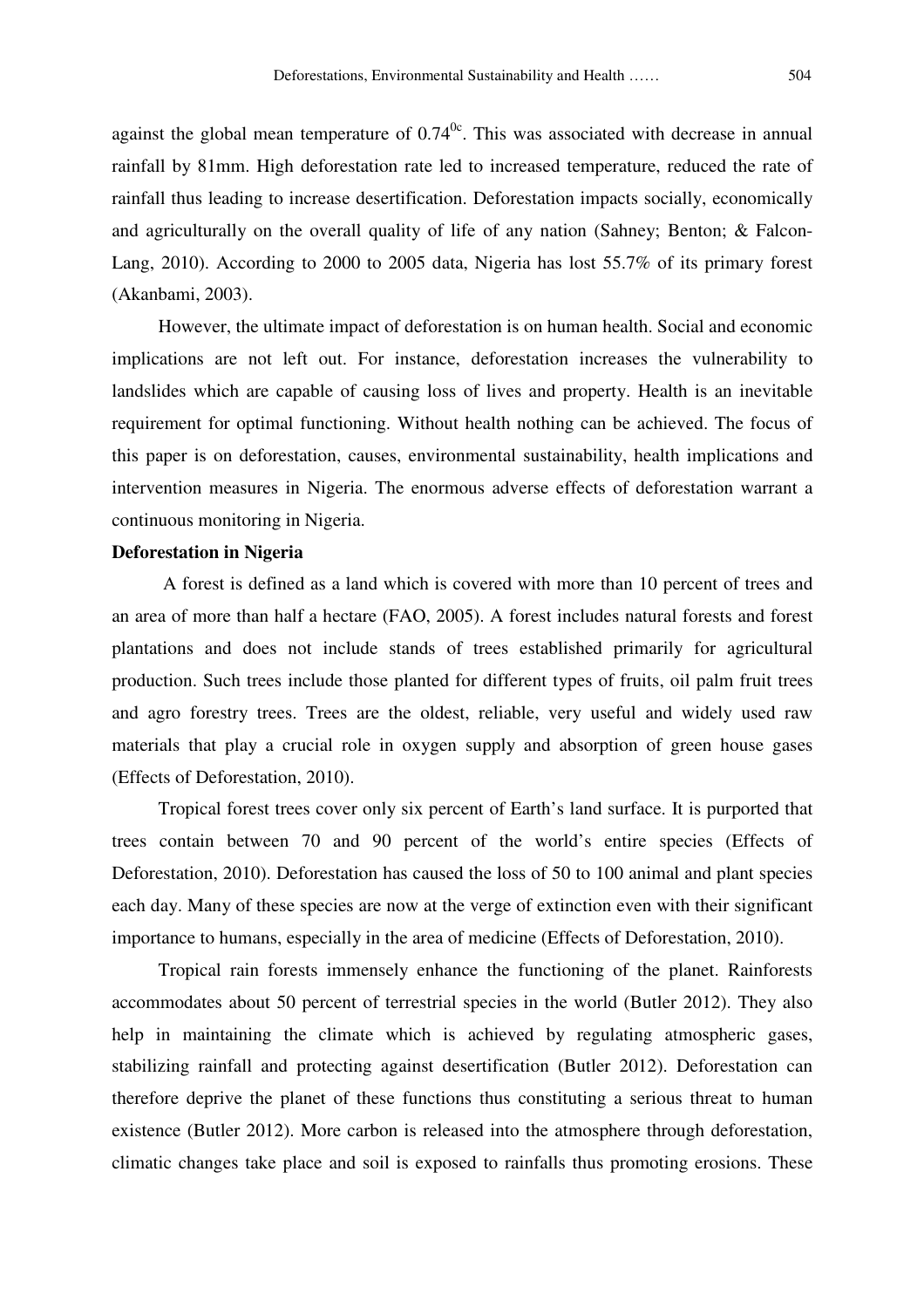against the global mean temperature of $0.74^{0c}$. This was associated with decrease in annual rainfall by 81mm. High deforestation rate led to increased temperature, reduced the rate of rainfall thus leading to increase desertification. Deforestation impacts socially, economically and agriculturally on the overall quality of life of any nation (Sahney; Benton; & Falcon-Lang, 2010). According to 2000 to 2005 data, Nigeria has lost 55.7% of its primary forest (Akanbami, 2003).

However, the ultimate impact of deforestation is on human health. Social and economic implications are not left out. For instance, deforestation increases the vulnerability to landslides which are capable of causing loss of lives and property. Health is an inevitable requirement for optimal functioning. Without health nothing can be achieved. The focus of this paper is on deforestation, causes, environmental sustainability, health implications and intervention measures in Nigeria. The enormous adverse effects of deforestation warrant a continuous monitoring in Nigeria.

**Deforestation in Nigeria**

A forest is defined as a land which is covered with more than 10 percent of trees and an area of more than half a hectare (FAO, 2005). A forest includes natural forests and forest plantations and does not include stands of trees established primarily for agricultural production. Such trees include those planted for different types of fruits, oil palm fruit trees and agro forestry trees. Trees are the oldest, reliable, very useful and widely used raw materials that play a crucial role in oxygen supply and absorption of green house gases (Effects of Deforestation, 2010).

Tropical forest trees cover only six percent of Earth's land surface. It is purported that trees contain between 70 and 90 percent of the world's entire species (Effects of Deforestation, 2010). Deforestation has caused the loss of 50 to 100 animal and plant species each day. Many of these species are now at the verge of extinction even with their significant importance to humans, especially in the area of medicine (Effects of Deforestation, 2010).

Tropical rain forests immensely enhance the functioning of the planet. Rainforests accommodates about 50 percent of terrestrial species in the world (Butler 2012). They also help in maintaining the climate which is achieved by regulating atmospheric gases, stabilizing rainfall and protecting against desertification (Butler 2012). Deforestation can therefore deprive the planet of these functions thus constituting a serious threat to human existence (Butler 2012). More carbon is released into the atmosphere through deforestation, climatic changes take place and soil is exposed to rainfalls thus promoting erosions. These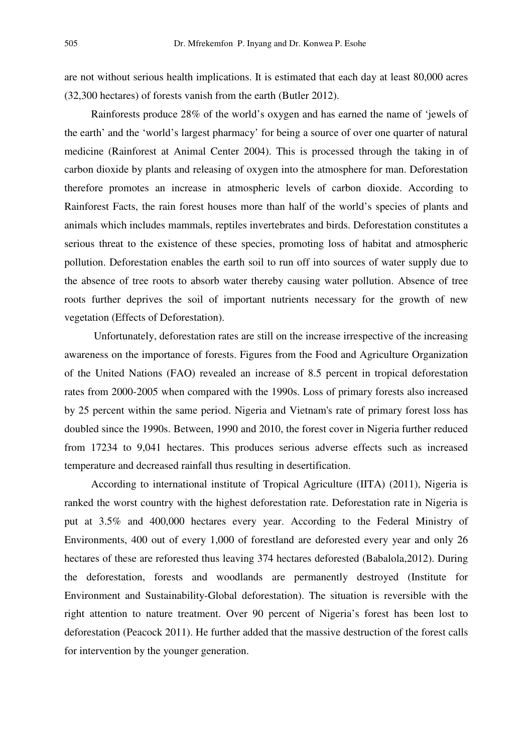are not without serious health implications. It is estimated that each day at least 80,000 acres (32,300 hectares) of forests vanish from the earth (Butler 2012).

Rainforests produce 28% of the world's oxygen and has earned the name of 'jewels of the earth' and the 'world's largest pharmacy' for being a source of over one quarter of natural medicine (Rainforest at Animal Center 2004). This is processed through the taking in of carbon dioxide by plants and releasing of oxygen into the atmosphere for man. Deforestation therefore promotes an increase in atmospheric levels of carbon dioxide. According to Rainforest Facts, the rain forest houses more than half of the world's species of plants and animals which includes mammals, reptiles invertebrates and birds. Deforestation constitutes a serious threat to the existence of these species, promoting loss of habitat and atmospheric pollution. Deforestation enables the earth soil to run off into sources of water supply due to the absence of tree roots to absorb water thereby causing water pollution. Absence of tree roots further deprives the soil of important nutrients necessary for the growth of new vegetation (Effects of Deforestation).

Unfortunately, deforestation rates are still on the increase irrespective of the increasing awareness on the importance of forests. Figures from the Food and Agriculture Organization of the United Nations (FAO) revealed an increase of 8.5 percent in tropical deforestation rates from 2000-2005 when compared with the 1990s. Loss of primary forests also increased by 25 percent within the same period. Nigeria and Vietnam's rate of primary forest loss has doubled since the 1990s. Between, 1990 and 2010, the forest cover in Nigeria further reduced from 17234 to 9,041 hectares. This produces serious adverse effects such as increased temperature and decreased rainfall thus resulting in desertification.

According to international institute of Tropical Agriculture (IITA) (2011), Nigeria is ranked the worst country with the highest deforestation rate. Deforestation rate in Nigeria is put at 3.5% and 400,000 hectares every year. According to the Federal Ministry of Environments, 400 out of every 1,000 of forestland are deforested every year and only 26 hectares of these are reforested thus leaving 374 hectares deforested (Babalola,2012). During the deforestation, forests and woodlands are permanently destroyed (Institute for Environment and Sustainability-Global deforestation). The situation is reversible with the right attention to nature treatment. Over 90 percent of Nigeria's forest has been lost to deforestation (Peacock 2011). He further added that the massive destruction of the forest calls for intervention by the younger generation.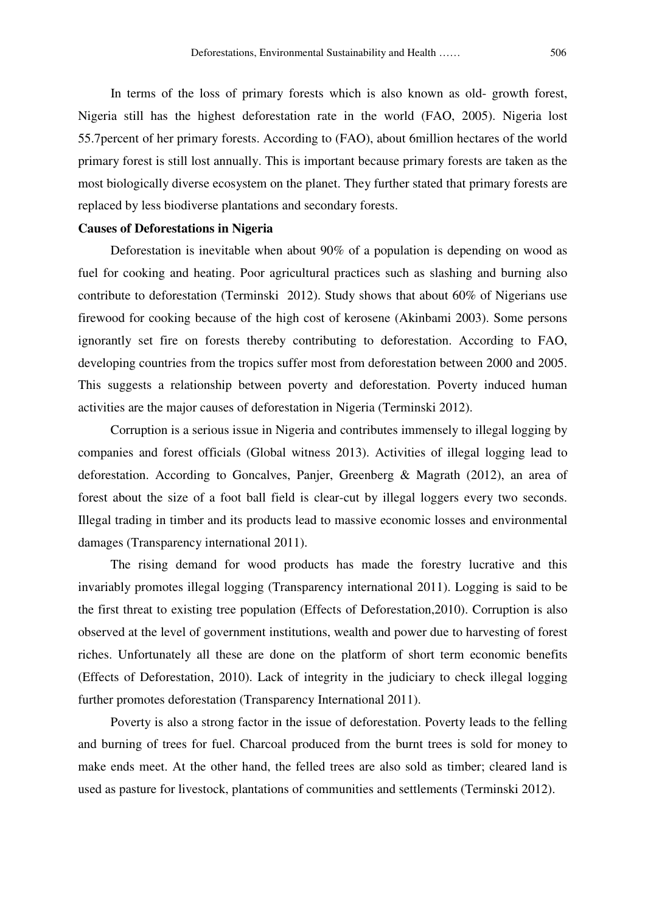In terms of the loss of primary forests which is also known as old- growth forest, Nigeria still has the highest deforestation rate in the world (FAO, 2005). Nigeria lost 55.7percent of her primary forests. According to (FAO), about 6million hectares of the world primary forest is still lost annually. This is important because primary forests are taken as the most biologically diverse ecosystem on the planet. They further stated that primary forests are replaced by less biodiverse plantations and secondary forests.

**Causes of Deforestations in Nigeria**

Deforestation is inevitable when about 90% of a population is depending on wood as fuel for cooking and heating. Poor agricultural practices such as slashing and burning also contribute to deforestation (Terminski 2012). Study shows that about 60% of Nigerians use firewood for cooking because of the high cost of kerosene (Akinbami 2003). Some persons ignorantly set fire on forests thereby contributing to deforestation. According to FAO, developing countries from the tropics suffer most from deforestation between 2000 and 2005. This suggests a relationship between poverty and deforestation. Poverty induced human activities are the major causes of deforestation in Nigeria (Terminski 2012).

Corruption is a serious issue in Nigeria and contributes immensely to illegal logging by companies and forest officials (Global witness 2013). Activities of illegal logging lead to deforestation. According to Goncalves, Panjer, Greenberg & Magrath (2012), an area of forest about the size of a foot ball field is clear-cut by illegal loggers every two seconds. Illegal trading in timber and its products lead to massive economic losses and environmental damages (Transparency international 2011).

The rising demand for wood products has made the forestry lucrative and this invariably promotes illegal logging (Transparency international 2011). Logging is said to be the first threat to existing tree population (Effects of Deforestation,2010). Corruption is also observed at the level of government institutions, wealth and power due to harvesting of forest riches. Unfortunately all these are done on the platform of short term economic benefits (Effects of Deforestation, 2010). Lack of integrity in the judiciary to check illegal logging further promotes deforestation (Transparency International 2011).

Poverty is also a strong factor in the issue of deforestation. Poverty leads to the felling and burning of trees for fuel. Charcoal produced from the burnt trees is sold for money to make ends meet. At the other hand, the felled trees are also sold as timber; cleared land is used as pasture for livestock, plantations of communities and settlements (Terminski 2012).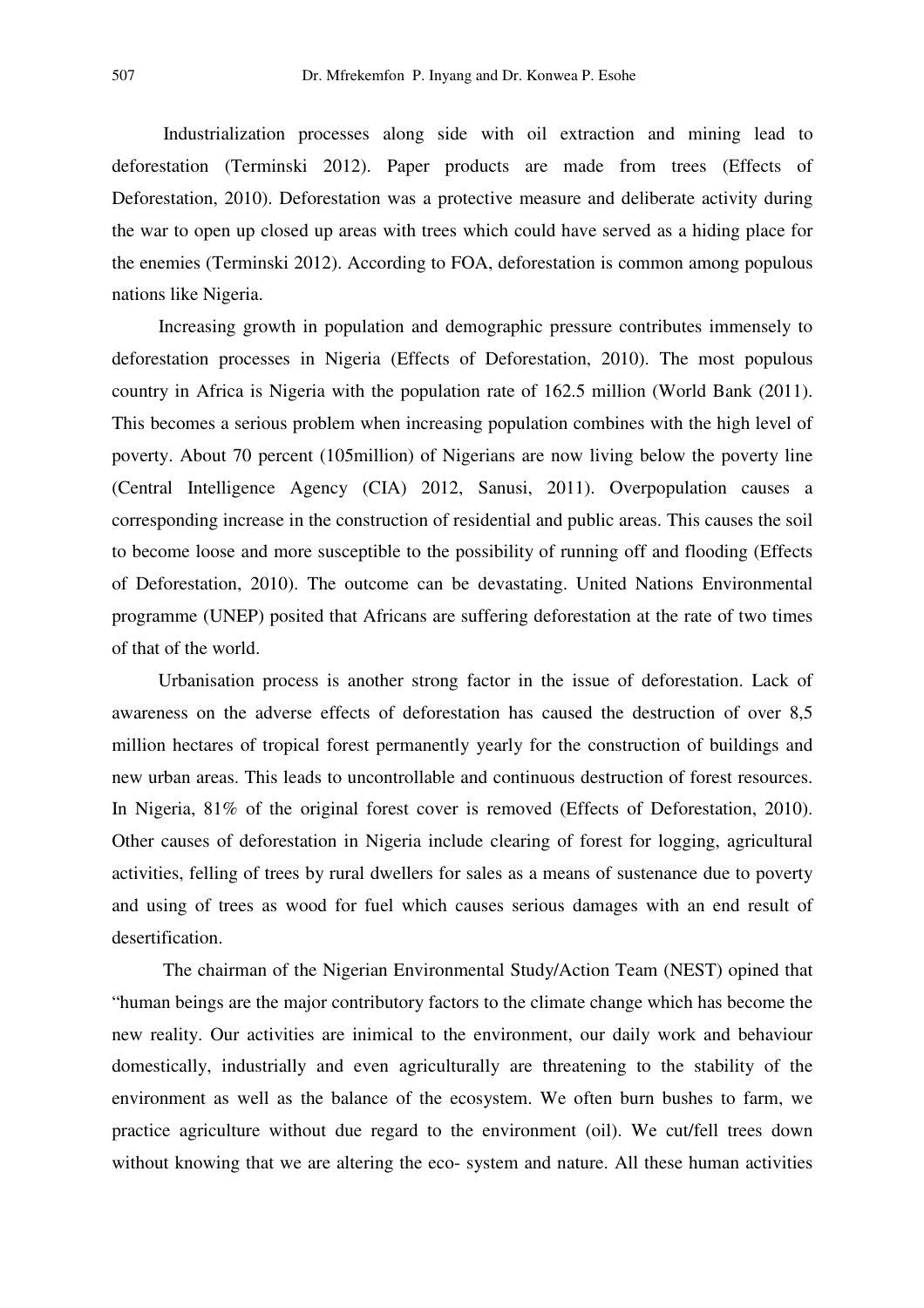Industrialization processes along side with oil extraction and mining lead to deforestation (Terminski 2012). Paper products are made from trees (Effects of Deforestation, 2010). Deforestation was a protective measure and deliberate activity during the war to open up closed up areas with trees which could have served as a hiding place for the enemies (Terminski 2012). According to FOA, deforestation is common among populous nations like Nigeria.

Increasing growth in population and demographic pressure contributes immensely to deforestation processes in Nigeria (Effects of Deforestation, 2010). The most populous country in Africa is Nigeria with the population rate of 162.5 million (World Bank (2011). This becomes a serious problem when increasing population combines with the high level of poverty. About 70 percent (105million) of Nigerians are now living below the poverty line (Central Intelligence Agency (CIA) 2012, Sanusi, 2011). Overpopulation causes a corresponding increase in the construction of residential and public areas. This causes the soil to become loose and more susceptible to the possibility of running off and flooding (Effects of Deforestation, 2010). The outcome can be devastating. United Nations Environmental programme (UNEP) posited that Africans are suffering deforestation at the rate of two times of that of the world.

Urbanisation process is another strong factor in the issue of deforestation. Lack of awareness on the adverse effects of deforestation has caused the destruction of over 8,5 million hectares of tropical forest permanently yearly for the construction of buildings and new urban areas. This leads to uncontrollable and continuous destruction of forest resources. In Nigeria, 81% of the original forest cover is removed (Effects of Deforestation, 2010). Other causes of deforestation in Nigeria include clearing of forest for logging, agricultural activities, felling of trees by rural dwellers for sales as a means of sustenance due to poverty and using of trees as wood for fuel which causes serious damages with an end result of desertification.

The chairman of the Nigerian Environmental Study/Action Team (NEST) opined that "human beings are the major contributory factors to the climate change which has become the new reality. Our activities are inimical to the environment, our daily work and behaviour domestically, industrially and even agriculturally are threatening to the stability of the environment as well as the balance of the ecosystem. We often burn bushes to farm, we practice agriculture without due regard to the environment (oil). We cut/fell trees down without knowing that we are altering the eco- system and nature. All these human activities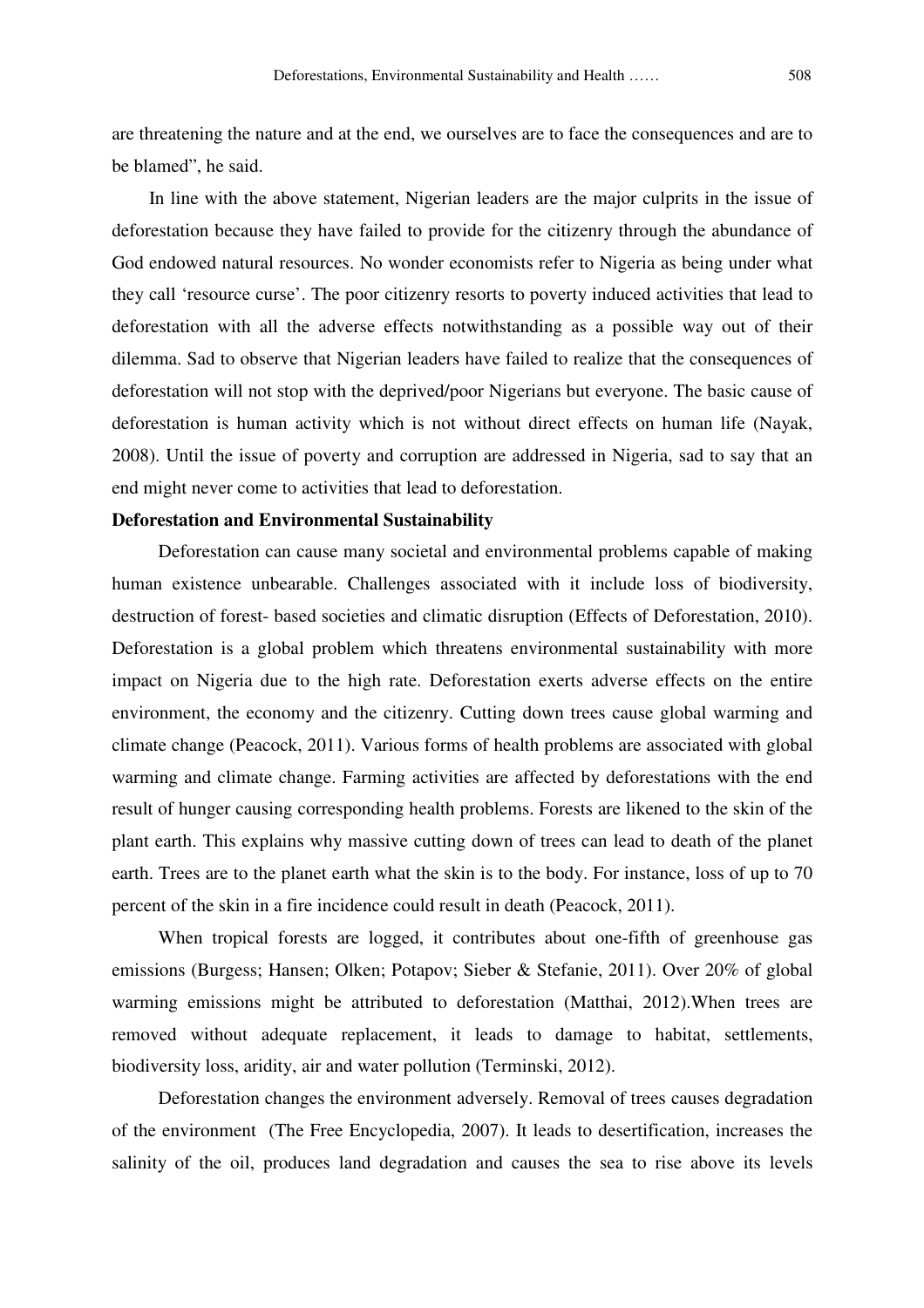are threatening the nature and at the end, we ourselves are to face the consequences and are to be blamed", he said.

In line with the above statement, Nigerian leaders are the major culprits in the issue of deforestation because they have failed to provide for the citizenry through the abundance of God endowed natural resources. No wonder economists refer to Nigeria as being under what they call 'resource curse'. The poor citizenry resorts to poverty induced activities that lead to deforestation with all the adverse effects notwithstanding as a possible way out of their dilemma. Sad to observe that Nigerian leaders have failed to realize that the consequences of deforestation will not stop with the deprived/poor Nigerians but everyone. The basic cause of deforestation is human activity which is not without direct effects on human life (Nayak, 2008). Until the issue of poverty and corruption are addressed in Nigeria, sad to say that an end might never come to activities that lead to deforestation.

**Deforestation and Environmental Sustainability**

Deforestation can cause many societal and environmental problems capable of making human existence unbearable. Challenges associated with it include loss of biodiversity, destruction of forest- based societies and climatic disruption (Effects of Deforestation, 2010). Deforestation is a global problem which threatens environmental sustainability with more impact on Nigeria due to the high rate. Deforestation exerts adverse effects on the entire environment, the economy and the citizenry. Cutting down trees cause global warming and climate change (Peacock, 2011). Various forms of health problems are associated with global warming and climate change. Farming activities are affected by deforestations with the end result of hunger causing corresponding health problems. Forests are likened to the skin of the plant earth. This explains why massive cutting down of trees can lead to death of the planet earth. Trees are to the planet earth what the skin is to the body. For instance, loss of up to 70 percent of the skin in a fire incidence could result in death (Peacock, 2011).

When tropical forests are logged, it contributes about one-fifth of greenhouse gas emissions (Burgess; Hansen; Olken; Potapov; Sieber & Stefanie, 2011). Over 20% of global warming emissions might be attributed to deforestation (Matthai, 2012).When trees are removed without adequate replacement, it leads to damage to habitat, settlements, biodiversity loss, aridity, air and water pollution (Terminski, 2012).

Deforestation changes the environment adversely. Removal of trees causes degradation of the environment (The Free Encyclopedia, 2007). It leads to desertification, increases the salinity of the oil, produces land degradation and causes the sea to rise above its levels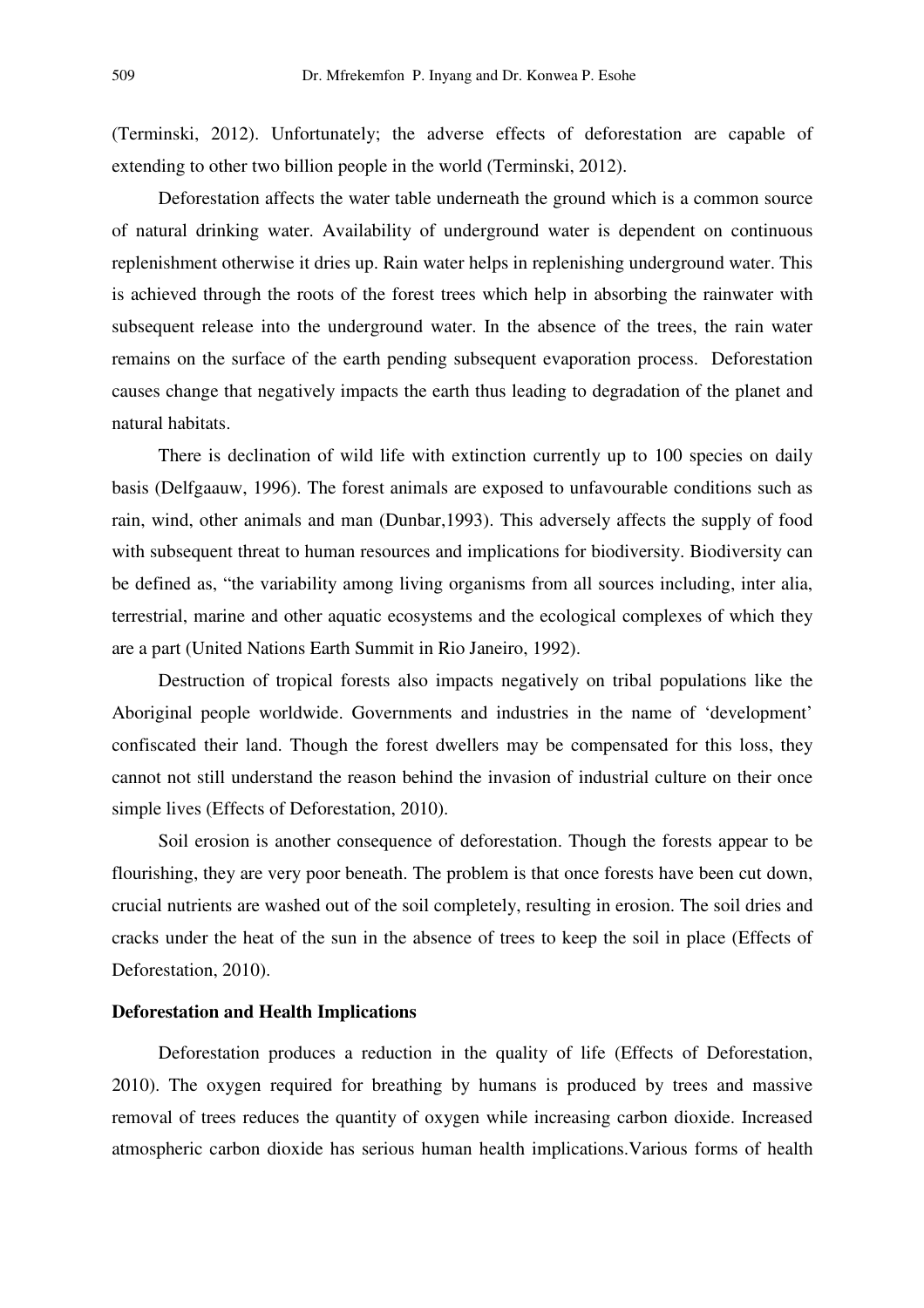(Terminski, 2012). Unfortunately; the adverse effects of deforestation are capable of extending to other two billion people in the world (Terminski, 2012).

Deforestation affects the water table underneath the ground which is a common source of natural drinking water. Availability of underground water is dependent on continuous replenishment otherwise it dries up. Rain water helps in replenishing underground water. This is achieved through the roots of the forest trees which help in absorbing the rainwater with subsequent release into the underground water. In the absence of the trees, the rain water remains on the surface of the earth pending subsequent evaporation process. Deforestation causes change that negatively impacts the earth thus leading to degradation of the planet and natural habitats.

There is declination of wild life with extinction currently up to 100 species on daily basis (Delfgaauw, 1996). The forest animals are exposed to unfavourable conditions such as rain, wind, other animals and man (Dunbar,1993). This adversely affects the supply of food with subsequent threat to human resources and implications for biodiversity. Biodiversity can be defined as, "the variability among living organisms from all sources including, inter alia, terrestrial, marine and other aquatic ecosystems and the ecological complexes of which they are a part (United Nations Earth Summit in Rio Janeiro, 1992).

Destruction of tropical forests also impacts negatively on tribal populations like the Aboriginal people worldwide. Governments and industries in the name of 'development' confiscated their land. Though the forest dwellers may be compensated for this loss, they cannot not still understand the reason behind the invasion of industrial culture on their once simple lives (Effects of Deforestation, 2010).

Soil erosion is another consequence of deforestation. Though the forests appear to be flourishing, they are very poor beneath. The problem is that once forests have been cut down, crucial nutrients are washed out of the soil completely, resulting in erosion. The soil dries and cracks under the heat of the sun in the absence of trees to keep the soil in place (Effects of Deforestation, 2010).

**Deforestation and Health Implications**

Deforestation produces a reduction in the quality of life (Effects of Deforestation, 2010). The oxygen required for breathing by humans is produced by trees and massive removal of trees reduces the quantity of oxygen while increasing carbon dioxide. Increased atmospheric carbon dioxide has serious human health implications.Various forms of health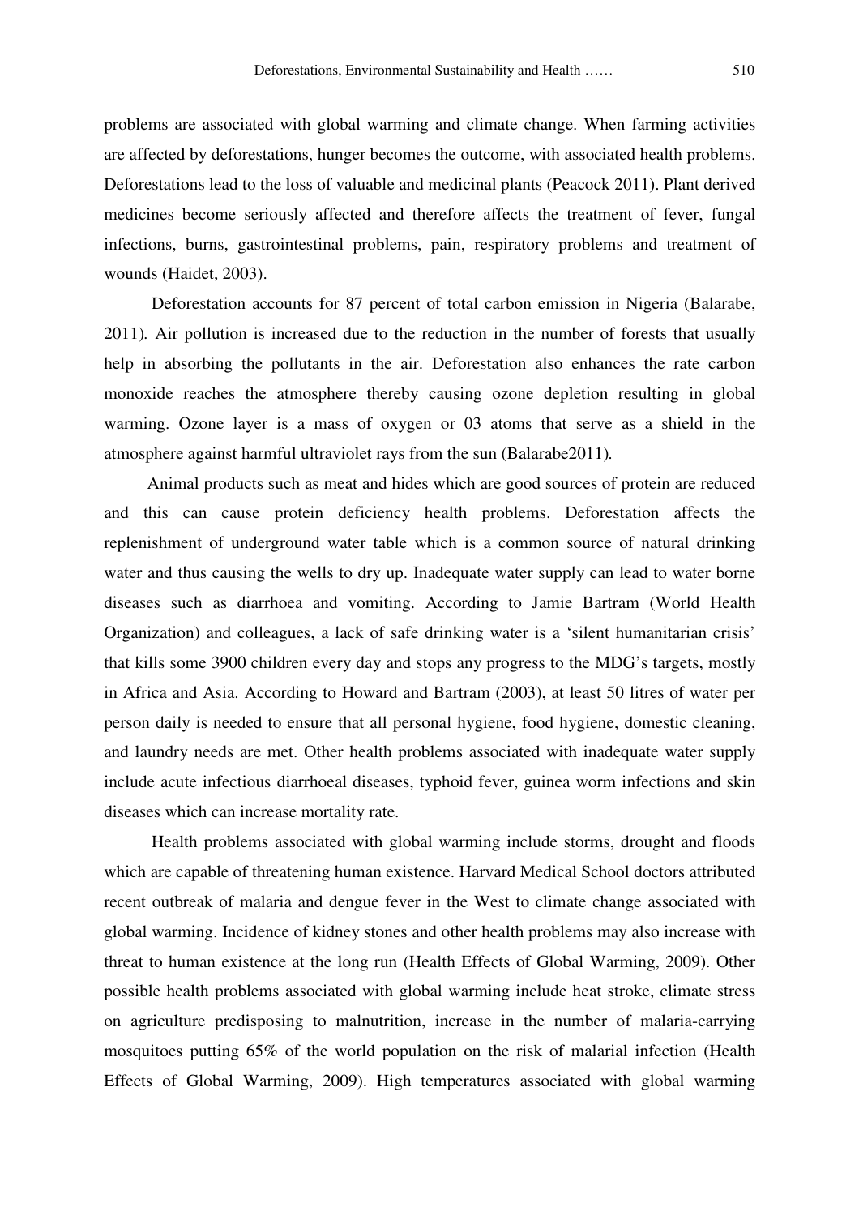problems are associated with global warming and climate change. When farming activities are affected by deforestations, hunger becomes the outcome, with associated health problems. Deforestations lead to the loss of valuable and medicinal plants (Peacock 2011). Plant derived medicines become seriously affected and therefore affects the treatment of fever, fungal infections, burns, gastrointestinal problems, pain, respiratory problems and treatment of wounds (Haidet, 2003).

Deforestation accounts for 87 percent of total carbon emission in Nigeria (Balarabe, 2011). Air pollution is increased due to the reduction in the number of forests that usually help in absorbing the pollutants in the air. Deforestation also enhances the rate carbon monoxide reaches the atmosphere thereby causing ozone depletion resulting in global warming. Ozone layer is a mass of oxygen or 03 atoms that serve as a shield in the atmosphere against harmful ultraviolet rays from the sun (Balarabe2011).

Animal products such as meat and hides which are good sources of protein are reduced and this can cause protein deficiency health problems. Deforestation affects the replenishment of underground water table which is a common source of natural drinking water and thus causing the wells to dry up. Inadequate water supply can lead to water borne diseases such as diarrhoea and vomiting. According to Jamie Bartram (World Health Organization) and colleagues, a lack of safe drinking water is a 'silent humanitarian crisis' that kills some 3900 children every day and stops any progress to the MDG's targets, mostly in Africa and Asia. According to Howard and Bartram (2003), at least 50 litres of water per person daily is needed to ensure that all personal hygiene, food hygiene, domestic cleaning, and laundry needs are met. Other health problems associated with inadequate water supply include acute infectious diarrhoeal diseases, typhoid fever, guinea worm infections and skin diseases which can increase mortality rate.

Health problems associated with global warming include storms, drought and floods which are capable of threatening human existence. Harvard Medical School doctors attributed recent outbreak of malaria and dengue fever in the West to climate change associated with global warming. Incidence of kidney stones and other health problems may also increase with threat to human existence at the long run (Health Effects of Global Warming, 2009). Other possible health problems associated with global warming include heat stroke, climate stress on agriculture predisposing to malnutrition, increase in the number of malaria-carrying mosquitoes putting 65% of the world population on the risk of malarial infection (Health Effects of Global Warming, 2009). High temperatures associated with global warming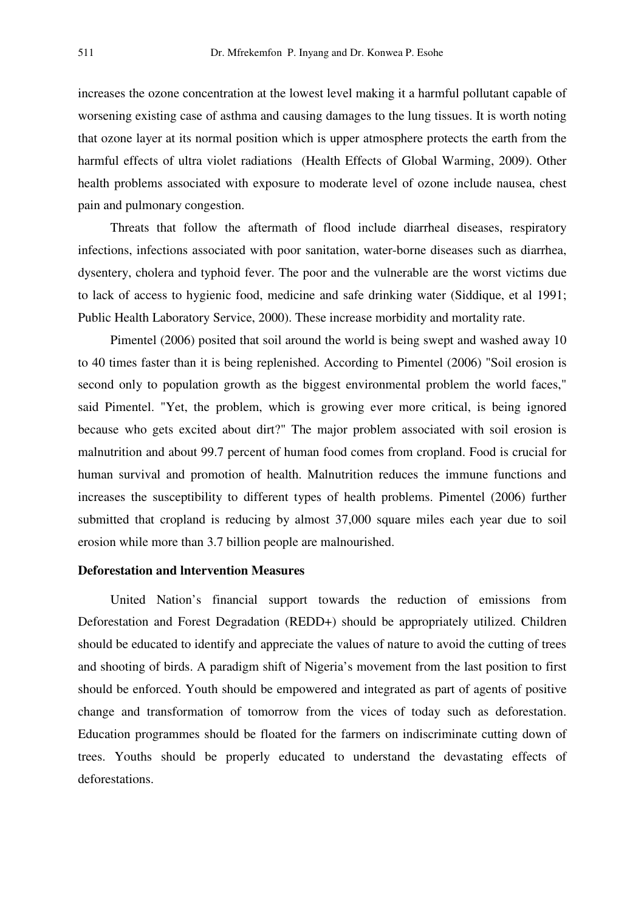increases the ozone concentration at the lowest level making it a harmful pollutant capable of worsening existing case of asthma and causing damages to the lung tissues. It is worth noting that ozone layer at its normal position which is upper atmosphere protects the earth from the harmful effects of ultra violet radiations (Health Effects of Global Warming, 2009). Other health problems associated with exposure to moderate level of ozone include nausea, chest pain and pulmonary congestion.

Threats that follow the aftermath of flood include diarrheal diseases, respiratory infections, infections associated with poor sanitation, water-borne diseases such as diarrhea, dysentery, cholera and typhoid fever. The poor and the vulnerable are the worst victims due to lack of access to hygienic food, medicine and safe drinking water (Siddique, et al 1991; Public Health Laboratory Service, 2000). These increase morbidity and mortality rate.

Pimentel (2006) posited that soil around the world is being swept and washed away 10 to 40 times faster than it is being replenished. According to Pimentel (2006) "Soil erosion is second only to population growth as the biggest environmental problem the world faces," said Pimentel. "Yet, the problem, which is growing ever more critical, is being ignored because who gets excited about dirt?" The major problem associated with soil erosion is malnutrition and about 99.7 percent of human food comes from cropland. Food is crucial for human survival and promotion of health. Malnutrition reduces the immune functions and increases the susceptibility to different types of health problems. Pimentel (2006) further submitted that cropland is reducing by almost 37,000 square miles each year due to soil erosion while more than 3.7 billion people are malnourished.

**Deforestation and lntervention Measures**

United Nation's financial support towards the reduction of emissions from Deforestation and Forest Degradation (REDD+) should be appropriately utilized. Children should be educated to identify and appreciate the values of nature to avoid the cutting of trees and shooting of birds. A paradigm shift of Nigeria's movement from the last position to first should be enforced. Youth should be empowered and integrated as part of agents of positive change and transformation of tomorrow from the vices of today such as deforestation. Education programmes should be floated for the farmers on indiscriminate cutting down of trees. Youths should be properly educated to understand the devastating effects of deforestations.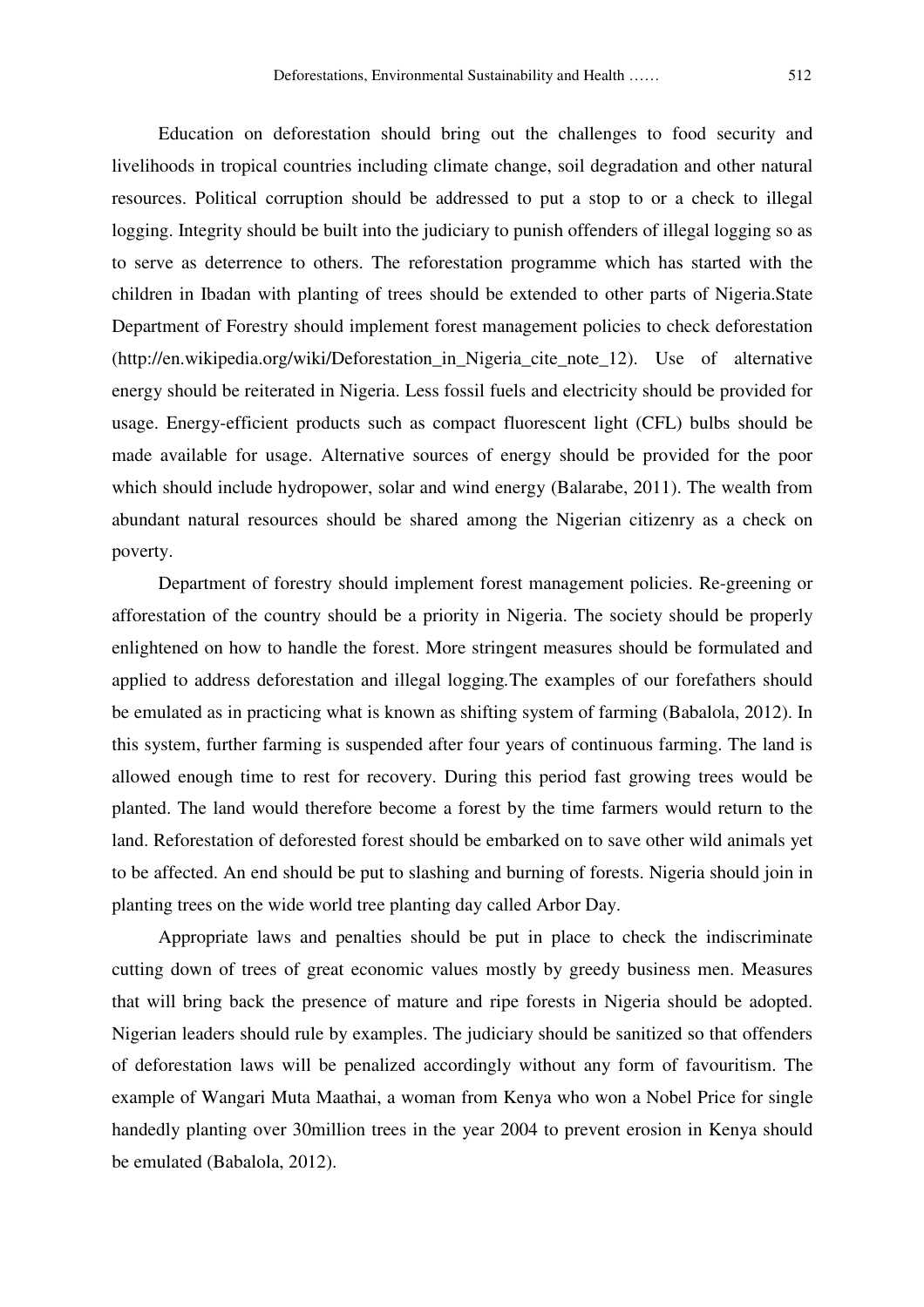Education on deforestation should bring out the challenges to food security and livelihoods in tropical countries including climate change, soil degradation and other natural resources. Political corruption should be addressed to put a stop to or a check to illegal logging. Integrity should be built into the judiciary to punish offenders of illegal logging so as to serve as deterrence to others. The reforestation programme which has started with the children in Ibadan with planting of trees should be extended to other parts of Nigeria.State Department of Forestry should implement forest management policies to check deforestation (http://en.wikipedia.org/wiki/Deforestation_in_Nigeria_cite_note_12). Use of alternative energy should be reiterated in Nigeria. Less fossil fuels and electricity should be provided for usage. Energy-efficient products such as compact fluorescent light (CFL) bulbs should be made available for usage. Alternative sources of energy should be provided for the poor which should include hydropower, solar and wind energy (Balarabe, 2011). The wealth from abundant natural resources should be shared among the Nigerian citizenry as a check on poverty.

Department of forestry should implement forest management policies. Re-greening or afforestation of the country should be a priority in Nigeria. The society should be properly enlightened on how to handle the forest. More stringent measures should be formulated and applied to address deforestation and illegal logging.The examples of our forefathers should be emulated as in practicing what is known as shifting system of farming (Babalola, 2012). In this system, further farming is suspended after four years of continuous farming. The land is allowed enough time to rest for recovery. During this period fast growing trees would be planted. The land would therefore become a forest by the time farmers would return to the land. Reforestation of deforested forest should be embarked on to save other wild animals yet to be affected. An end should be put to slashing and burning of forests. Nigeria should join in planting trees on the wide world tree planting day called Arbor Day.

Appropriate laws and penalties should be put in place to check the indiscriminate cutting down of trees of great economic values mostly by greedy business men. Measures that will bring back the presence of mature and ripe forests in Nigeria should be adopted. Nigerian leaders should rule by examples. The judiciary should be sanitized so that offenders of deforestation laws will be penalized accordingly without any form of favouritism. The example of Wangari Muta Maathai, a woman from Kenya who won a Nobel Price for single handedly planting over 30million trees in the year 2004 to prevent erosion in Kenya should be emulated (Babalola, 2012).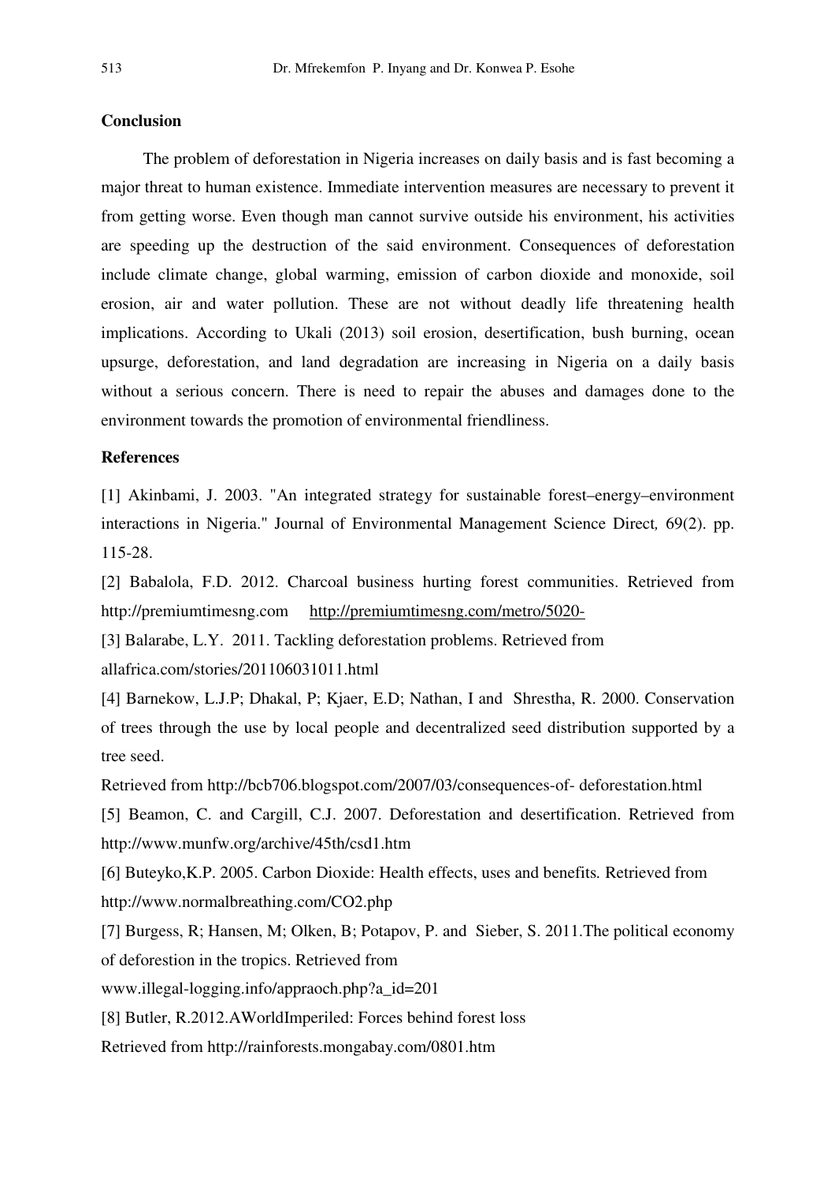## Conclusion

The problem of deforestation in Nigeria increases on daily basis and is fast becoming a major threat to human existence. Immediate intervention measures are necessary to prevent it from getting worse. Even though man cannot survive outside his environment, his activities are speeding up the destruction of the said environment. Consequences of deforestation include climate change, global warming, emission of carbon dioxide and monoxide, soil erosion, air and water pollution. These are not without deadly life threatening health implications. According to Ukali (2013) soil erosion, desertification, bush burning, ocean upsurge, deforestation, and land degradation are increasing in Nigeria on a daily basis without a serious concern. There is need to repair the abuses and damages done to the environment towards the promotion of environmental friendliness.

## References

[1] Akinbami, J. 2003. "An integrated strategy for sustainable forest–energy–environment interactions in Nigeria." Journal of Environmental Management Science Direct*,* 69(2). pp. 115-28.

[2] Babalola, F.D. 2012. Charcoal business hurting forest communities. Retrieved from http://premiumtimesng.com http://premiumtimesng.com/metro/5020-

[3] Balarabe, L.Y. 2011. Tackling deforestation problems. Retrieved from allafrica.com/stories/201106031011.html

[4] Barnekow, L.J.P; Dhakal, P; Kjaer, E.D; Nathan, I and Shrestha, R. 2000. Conservation of trees through the use by local people and decentralized seed distribution supported by a tree seed.

Retrieved from http://bcb706.blogspot.com/2007/03/consequences-of- deforestation.html

[5] Beamon, C. and Cargill, C.J. 2007. Deforestation and desertification. Retrieved from http://www.munfw.org/archive/45th/csd1.htm

[6] Buteyko,K.P. 2005. Carbon Dioxide: Health effects, uses and benefits*.* Retrieved from http://www.normalbreathing.com/CO2.php

[7] Burgess, R; Hansen, M; Olken, B; Potapov, P. and Sieber, S. 2011.The political economy of deforestion in the tropics. Retrieved from

www.illegal-logging.info/appraoch.php?a_id=201

[8] Butler, R.2012.AWorldImperiled: Forces behind forest loss

Retrieved from http://rainforests.mongabay.com/0801.htm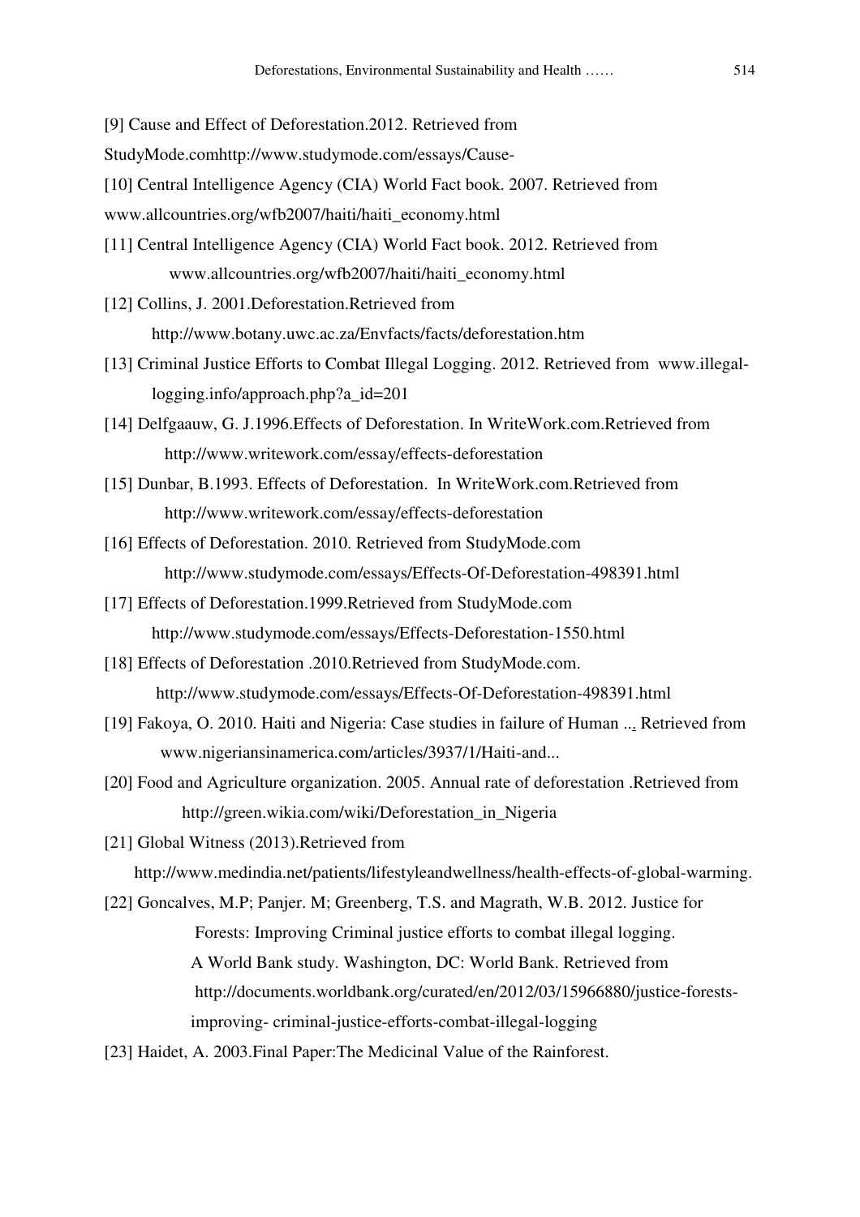[9] Cause and Effect of Deforestation.2012. Retrieved from StudyMode.comhttp://www.studymode.com/essays/Cause-

[10] Central Intelligence Agency (CIA) World Fact book. 2007. Retrieved from www.allcountries.org/wfb2007/haiti/haiti_economy.html

[11] Central Intelligence Agency (CIA) World Fact book. 2012. Retrieved from www.allcountries.org/wfb2007/haiti/haiti_economy.html

[12] Collins, J. 2001.Deforestation.Retrieved from http://www.botany.uwc.ac.za/Envfacts/facts/deforestation.htm

[13] Criminal Justice Efforts to Combat Illegal Logging. 2012. Retrieved from www.illegal-logging.info/approach.php?a_id=201

[14] Delfgaauw, G. J.1996.Effects of Deforestation. In WriteWork.com.Retrieved from http://www.writework.com/essay/effects-deforestation

[15] Dunbar, B.1993. Effects of Deforestation. In WriteWork.com.Retrieved from http://www.writework.com/essay/effects-deforestation

[16] Effects of Deforestation. 2010. Retrieved from StudyMode.com http://www.studymode.com/essays/Effects-Of-Deforestation-498391.html

[17] Effects of Deforestation.1999.Retrieved from StudyMode.com http://www.studymode.com/essays/Effects-Deforestation-1550.html

[18] Effects of Deforestation .2010.Retrieved from StudyMode.com. http://www.studymode.com/essays/Effects-Of-Deforestation-498391.html

[19] Fakoya, O. 2010. Haiti and Nigeria: Case studies in failure of Human ... Retrieved from www.nigeriansinamerica.com/articles/3937/1/Haiti-and...

[20] Food and Agriculture organization. 2005. Annual rate of deforestation .Retrieved from http://green.wikia.com/wiki/Deforestation_in_Nigeria

[21] Global Witness (2013).Retrieved from http://www.medindia.net/patients/lifestyleandwellness/health-effects-of-global-warming.

[22] Goncalves, M.P; Panjer. M; Greenberg, T.S. and Magrath, W.B. 2012. Justice for Forests: Improving Criminal justice efforts to combat illegal logging. A World Bank study. Washington, DC: World Bank. Retrieved from http://documents.worldbank.org/curated/en/2012/03/15966880/justice-forests-improving- criminal-justice-efforts-combat-illegal-logging

[23] Haidet, A. 2003.Final Paper:The Medicinal Value of the Rainforest.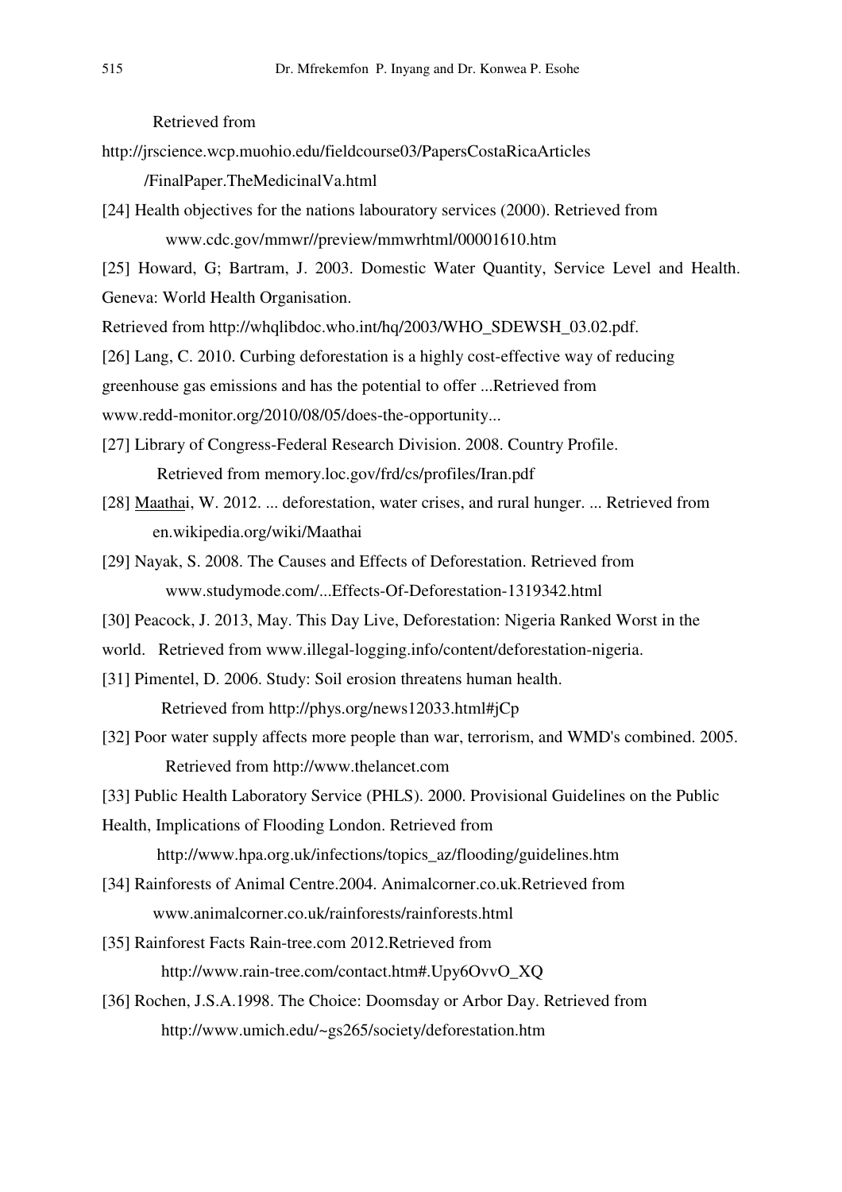Retrieved from

http://jrscience.wcp.muohio.edu/fieldcourse03/PapersCostaRicaArticles /FinalPaper.TheMedicinalVa.html

[24] Health objectives for the nations labouratory services (2000). Retrieved from www.cdc.gov/mmwr//preview/mmwrhtml/00001610.htm

[25] Howard, G; Bartram, J. 2003. Domestic Water Quantity, Service Level and Health. Geneva: World Health Organisation.

Retrieved from http://whqlibdoc.who.int/hq/2003/WHO_SDEWSH_03.02.pdf.

[26] Lang, C. 2010. Curbing deforestation is a highly cost-effective way of reducing greenhouse gas emissions and has the potential to offer ...Retrieved from www.redd-monitor.org/2010/08/05/does-the-opportunity...

[27] Library of Congress-Federal Research Division. 2008. Country Profile. Retrieved from memory.loc.gov/frd/cs/profiles/Iran.pdf

[28] Maathai, W. 2012. ... deforestation, water crises, and rural hunger. ... Retrieved from en.wikipedia.org/wiki/Maathai

[29] Nayak, S. 2008. The Causes and Effects of Deforestation. Retrieved from www.studymode.com/...Effects-Of-Deforestation-1319342.html

[30] Peacock, J. 2013, May. This Day Live, Deforestation: Nigeria Ranked Worst in the world. Retrieved from www.illegal-logging.info/content/deforestation-nigeria.

[31] Pimentel, D. 2006. Study: Soil erosion threatens human health. Retrieved from http://phys.org/news12033.html#jCp

[32] Poor water supply affects more people than war, terrorism, and WMD's combined. 2005. Retrieved from http://www.thelancet.com

[33] Public Health Laboratory Service (PHLS). 2000. Provisional Guidelines on the Public Health, Implications of Flooding London. Retrieved from http://www.hpa.org.uk/infections/topics_az/flooding/guidelines.htm

[34] Rainforests of Animal Centre.2004. Animalcorner.co.uk.Retrieved from www.animalcorner.co.uk/rainforests/rainforests.html

[35] Rainforest Facts Rain-tree.com 2012.Retrieved from http://www.rain-tree.com/contact.htm#.Upy6OvvO_XQ

[36] Rochen, J.S.A.1998. The Choice: Doomsday or Arbor Day. Retrieved from http://www.umich.edu/~gs265/society/deforestation.htm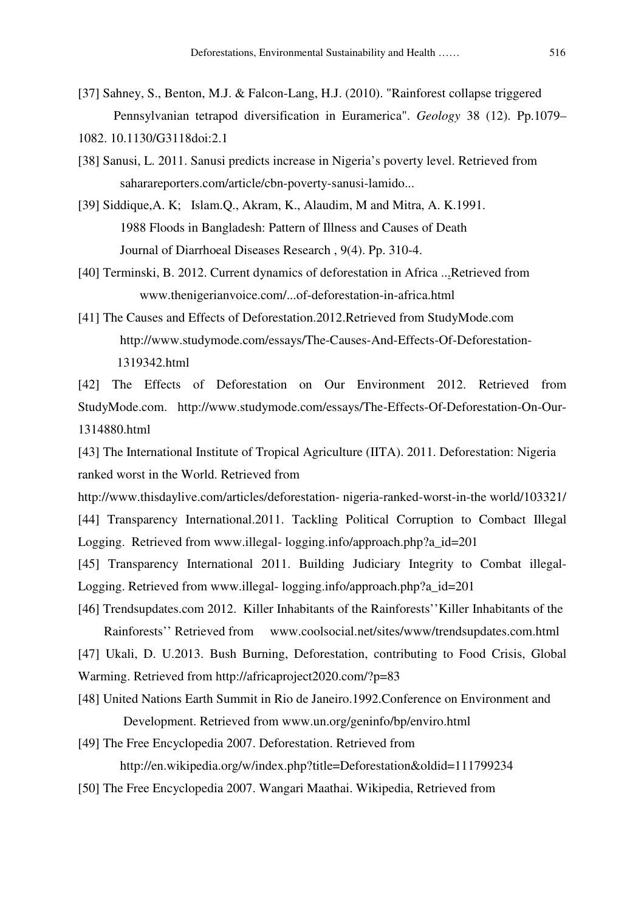[37] Sahney, S., Benton, M.J. & Falcon-Lang, H.J. (2010). "Rainforest collapse triggered Pennsylvanian tetrapod diversification in Euramerica". *Geology* 38 (12). Pp.1079–1082. 10.1130/G3118doi:2.1

[38] Sanusi, L. 2011. Sanusi predicts increase in Nigeria's poverty level. Retrieved from saharareporters.com/article/cbn-poverty-sanusi-lamido...

[39] Siddique,A. K; Islam.Q., Akram, K., Alaudim, M and Mitra, A. K.1991. 1988 Floods in Bangladesh: Pattern of Illness and Causes of Death Journal of Diarrhoeal Diseases Research , 9(4). Pp. 310-4.

[40] Terminski, B. 2012. Current dynamics of deforestation in Africa ...Retrieved from www.thenigerianvoice.com/...of-deforestation-in-africa.html

[41] The Causes and Effects of Deforestation.2012.Retrieved from StudyMode.com http://www.studymode.com/essays/The-Causes-And-Effects-Of-Deforestation-1319342.html

[42] The Effects of Deforestation on Our Environment 2012. Retrieved from StudyMode.com. http://www.studymode.com/essays/The-Effects-Of-Deforestation-On-Our-1314880.html

[43] The International Institute of Tropical Agriculture (IITA). 2011. Deforestation: Nigeria ranked worst in the World. Retrieved from http://www.thisdaylive.com/articles/deforestation- nigeria-ranked-worst-in-the world/103321/

[44] Transparency International.2011. Tackling Political Corruption to Combact Illegal Logging. Retrieved from www.illegal- logging.info/approach.php?a_id=201

[45] Transparency International 2011. Building Judiciary Integrity to Combat illegal-Logging. Retrieved from www.illegal- logging.info/approach.php?a_id=201

[46] Trendsupdates.com 2012. Killer Inhabitants of the Rainforests''Killer Inhabitants of the Rainforests'' Retrieved from www.coolsocial.net/sites/www/trendsupdates.com.html

[47] Ukali, D. U.2013. Bush Burning, Deforestation, contributing to Food Crisis, Global Warming. Retrieved from http://africaproject2020.com/?p=83

[48] United Nations Earth Summit in Rio de Janeiro.1992.Conference on Environment and Development. Retrieved from www.un.org/geninfo/bp/enviro.html

[49] The Free Encyclopedia 2007. Deforestation. Retrieved from http://en.wikipedia.org/w/index.php?title=Deforestation&oldid=111799234

[50] The Free Encyclopedia 2007. Wangari Maathai. Wikipedia, Retrieved from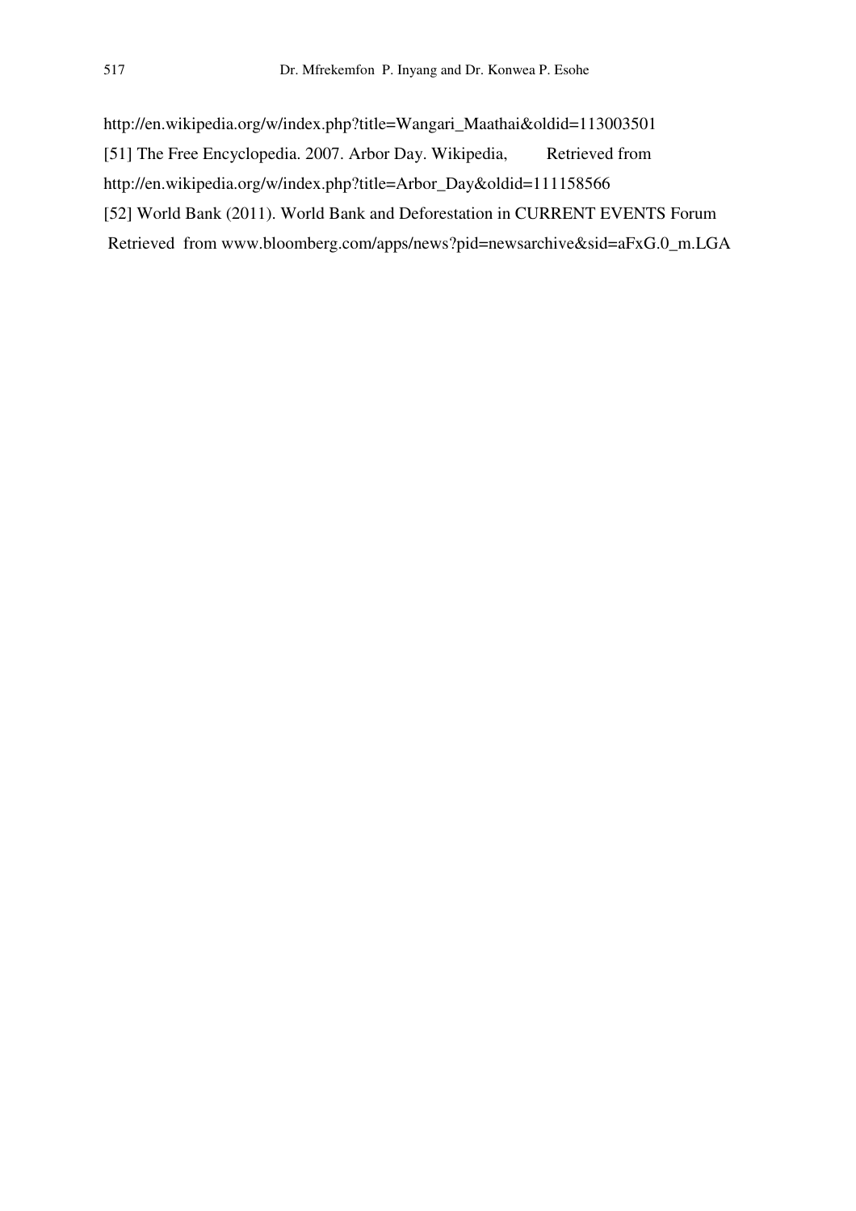http://en.wikipedia.org/w/index.php?title=Wangari_Maathai&oldid=113003501

[51] The Free Encyclopedia. 2007. Arbor Day. Wikipedia, Retrieved from http://en.wikipedia.org/w/index.php?title=Arbor_Day&oldid=111158566

[52] World Bank (2011). World Bank and Deforestation in CURRENT EVENTS Forum Retrieved from www.bloomberg.com/apps/news?pid=newsarchive&sid=aFxG.0_m.LGA